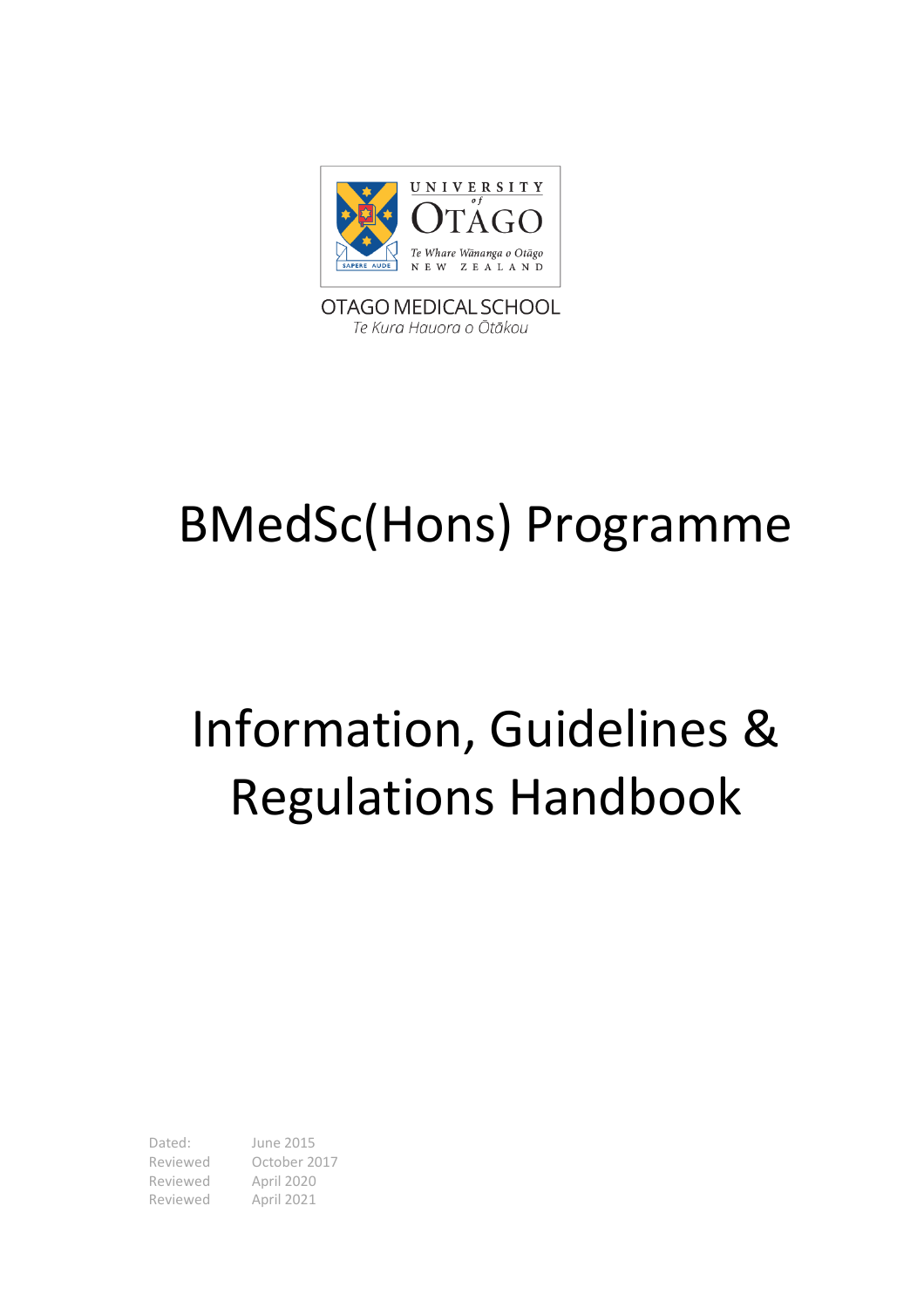UNIVERSITY of OTAGO

*Te Whare Wānanga o Otāgo*

NEW ZEALAND

SAPERE AUDE

OTAGO MEDICAL SCHOOL

*Te Kura Hauora o Ōtākou*

# BMedSc(Hons) Programme

# Information, Guidelines & Regulations Handbook

| | |
|---|---|
| Dated: | June 2015 |
| Reviewed | October 2017 |
| Reviewed | April 2020 |
| Reviewed | April 2021 |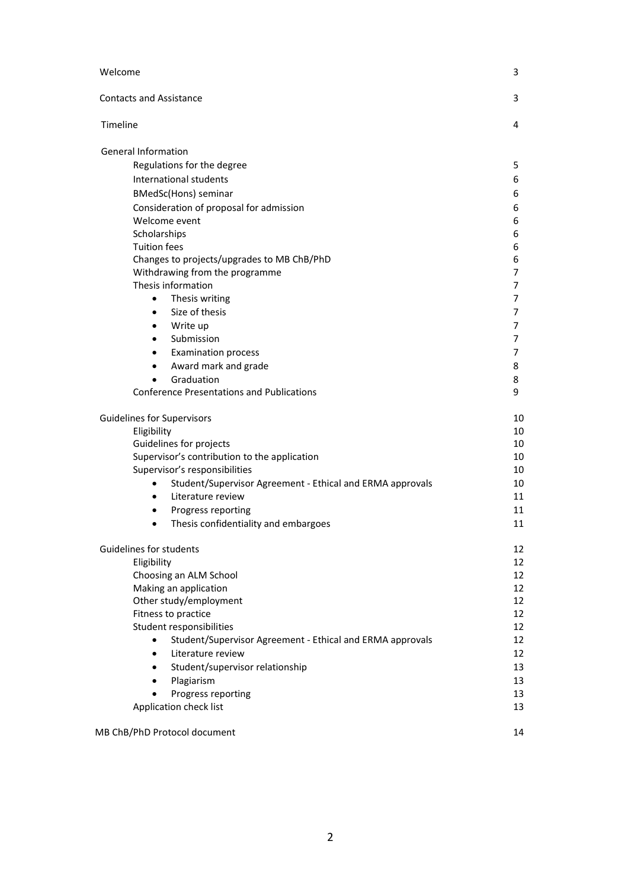| | |
|---|---|
| Welcome | 3 |
| Contacts and Assistance | 3 |
| Timeline | 4 |
| General Information | |
| Regulations for the degree | 5 |
| International students | 6 |
| BMedSc(Hons) seminar | 6 |
| Consideration of proposal for admission | 6 |
| Welcome event | 6 |
| Scholarships | 6 |
| Tuition fees | 6 |
| Changes to projects/upgrades to MB ChB/PhD | 6 |
| Withdrawing from the programme | 7 |
| Thesis information | 7 |
| • Thesis writing | 7 |
| • Size of thesis | 7 |
| • Write up | 7 |
| • Submission | 7 |
| • Examination process | 7 |
| • Award mark and grade | 8 |
| • Graduation | 8 |
| Conference Presentations and Publications | 9 |
| Guidelines for Supervisors | 10 |
| Eligibility | 10 |
| Guidelines for projects | 10 |
| Supervisor's contribution to the application | 10 |
| Supervisor's responsibilities | 10 |
| • Student/Supervisor Agreement - Ethical and ERMA approvals | 10 |
| • Literature review | 11 |
| • Progress reporting | 11 |
| • Thesis confidentiality and embargoes | 11 |
| Guidelines for students | 12 |
| Eligibility | 12 |
| Choosing an ALM School | 12 |
| Making an application | 12 |
| Other study/employment | 12 |
| Fitness to practice | 12 |
| Student responsibilities | 12 |
| • Student/Supervisor Agreement - Ethical and ERMA approvals | 12 |
| • Literature review | 12 |
| • Student/supervisor relationship | 13 |
| • Plagiarism | 13 |
| • Progress reporting | 13 |
| Application check list | 13 |
| MB ChB/PhD Protocol document | 14 |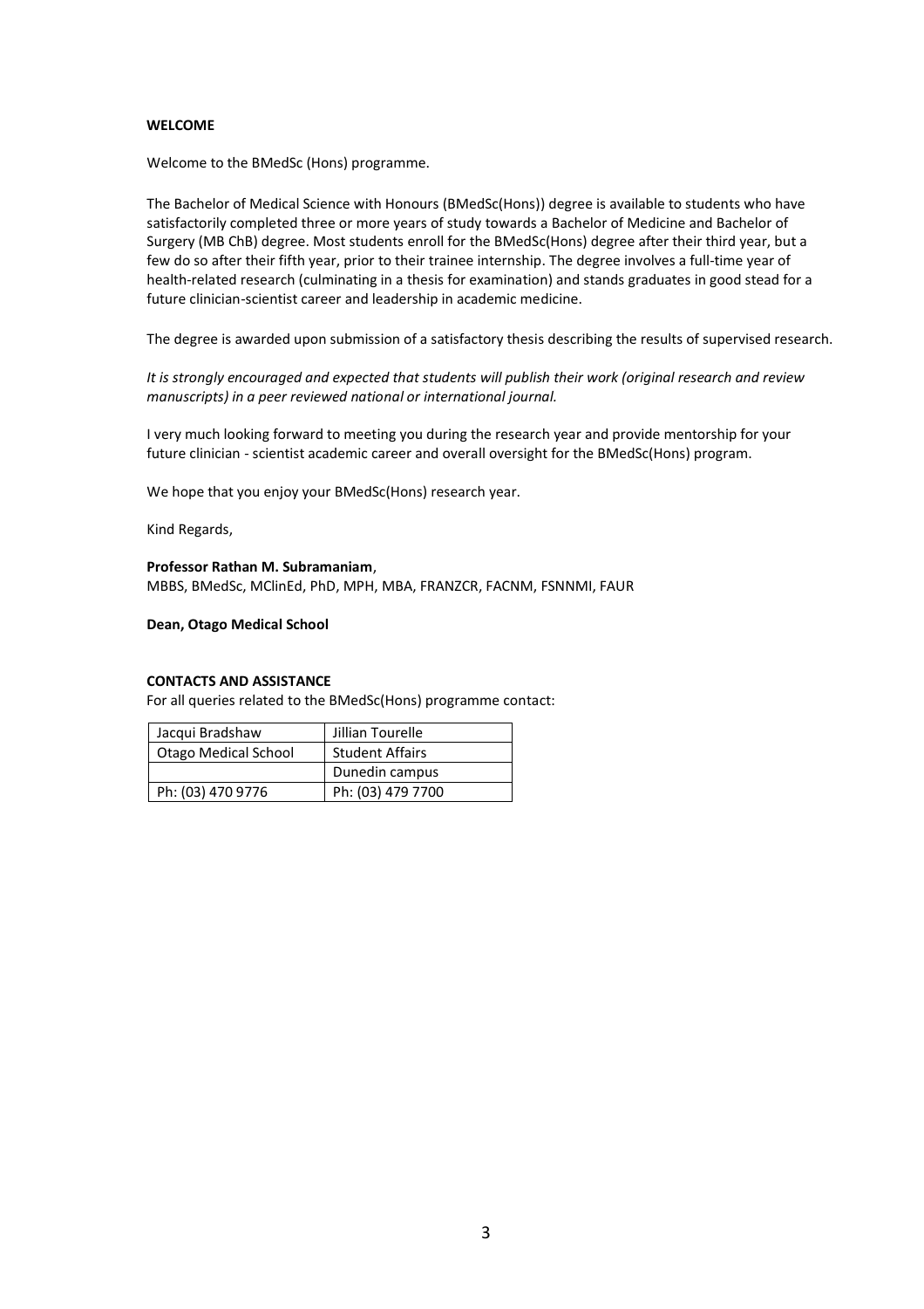## WELCOME

Welcome to the BMedSc (Hons) programme.

The Bachelor of Medical Science with Honours (BMedSc(Hons)) degree is available to students who have satisfactorily completed three or more years of study towards a Bachelor of Medicine and Bachelor of Surgery (MB ChB) degree. Most students enroll for the BMedSc(Hons) degree after their third year, but a few do so after their fifth year, prior to their trainee internship. The degree involves a full-time year of health-related research (culminating in a thesis for examination) and stands graduates in good stead for a future clinician-scientist career and leadership in academic medicine.

The degree is awarded upon submission of a satisfactory thesis describing the results of supervised research.

*It is strongly encouraged and expected that students will publish their work (original research and review manuscripts) in a peer reviewed national or international journal.*

I very much looking forward to meeting you during the research year and provide mentorship for your future clinician - scientist academic career and overall oversight for the BMedSc(Hons) program.

We hope that you enjoy your BMedSc(Hons) research year.

Kind Regards,

**Professor Rathan M. Subramaniam**,
MBBS, BMedSc, MClinEd, PhD, MPH, MBA, FRANZCR, FACNM, FSNNMI, FAUR

**Dean, Otago Medical School**

## CONTACTS AND ASSISTANCE

For all queries related to the BMedSc(Hons) programme contact:

| Jacqui Bradshaw | Jillian Tourelle |
|---|---|
| Otago Medical School | Student Affairs |
| | Dunedin campus |
| Ph: (03) 470 9776 | Ph: (03) 479 7700 |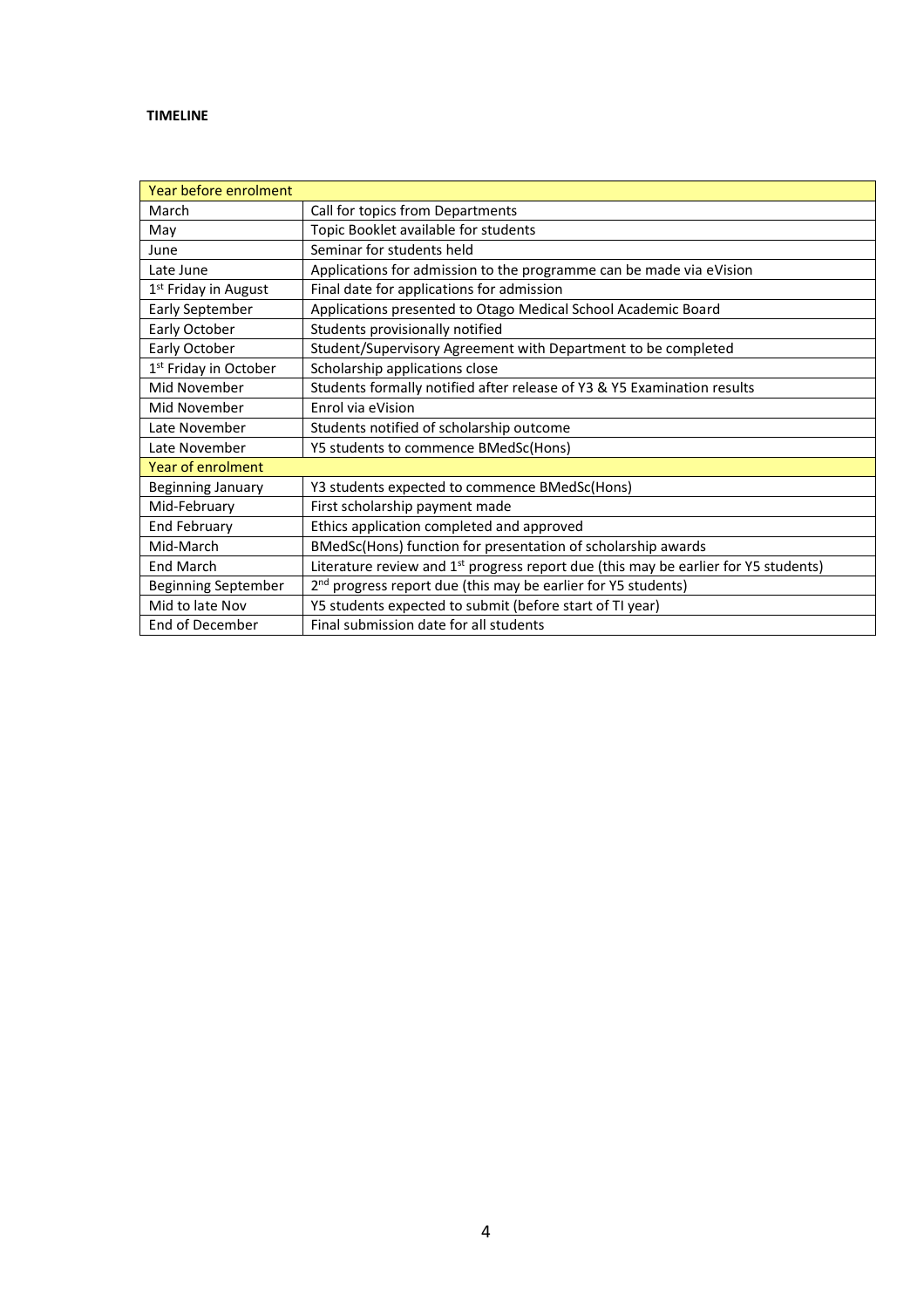**TIMELINE**

| Year before enrolment | |
|---|---|
| March | Call for topics from Departments |
| May | Topic Booklet available for students |
| June | Seminar for students held |
| Late June | Applications for admission to the programme can be made via eVision |
| 1st Friday in August | Final date for applications for admission |
| Early September | Applications presented to Otago Medical School Academic Board |
| Early October | Students provisionally notified |
| Early October | Student/Supervisory Agreement with Department to be completed |
| 1st Friday in October | Scholarship applications close |
| Mid November | Students formally notified after release of Y3 & Y5 Examination results |
| Mid November | Enrol via eVision |
| Late November | Students notified of scholarship outcome |
| Late November | Y5 students to commence BMedSc(Hons) |
| **Year of enrolment** | |
| Beginning January | Y3 students expected to commence BMedSc(Hons) |
| Mid-February | First scholarship payment made |
| End February | Ethics application completed and approved |
| Mid-March | BMedSc(Hons) function for presentation of scholarship awards |
| End March | Literature review and 1st progress report due (this may be earlier for Y5 students) |
| Beginning September | 2nd progress report due (this may be earlier for Y5 students) |
| Mid to late Nov | Y5 students expected to submit (before start of TI year) |
| End of December | Final submission date for all students |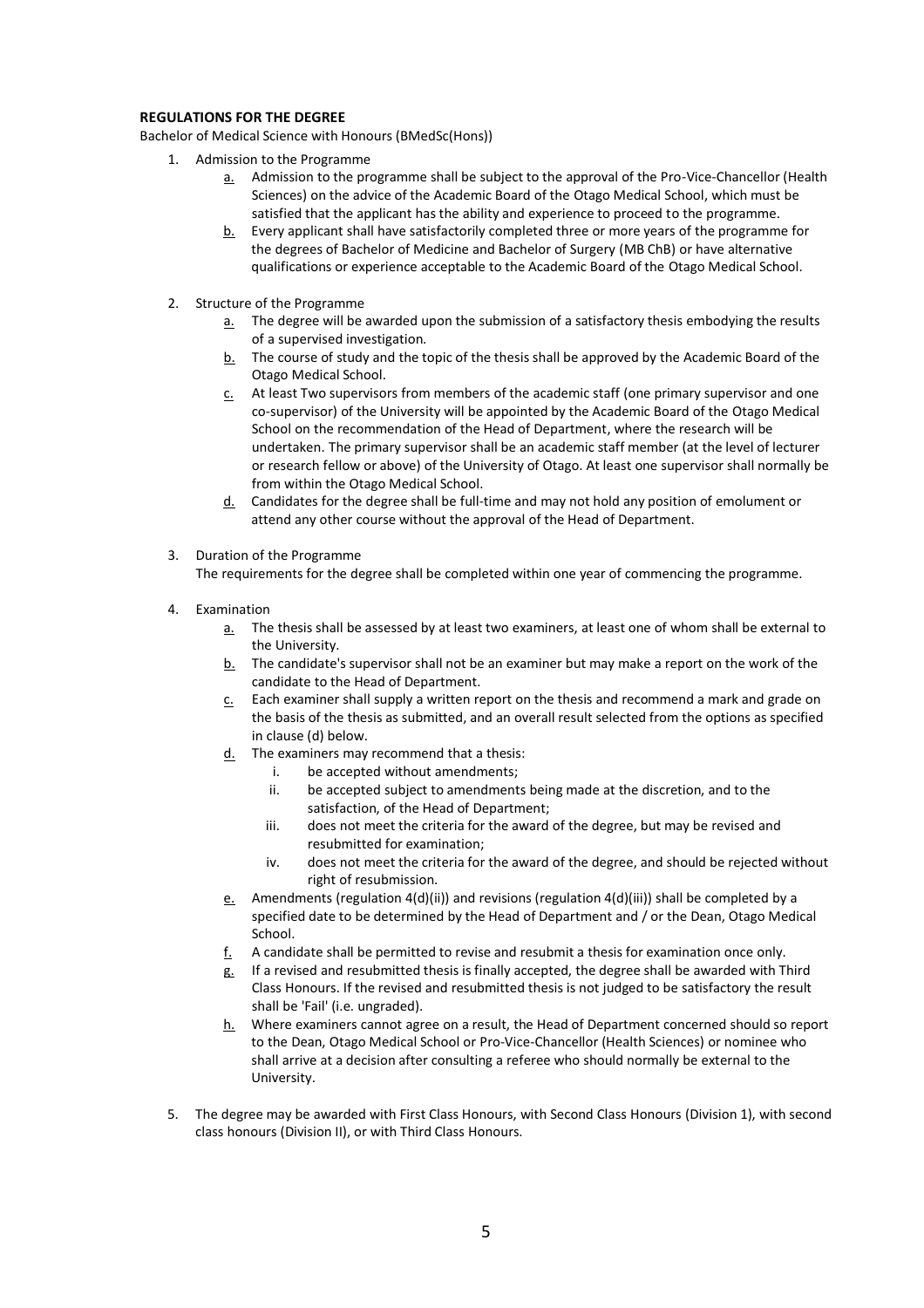**REGULATIONS FOR THE DEGREE**

Bachelor of Medical Science with Honours (BMedSc(Hons))

1. Admission to the Programme
   a. Admission to the programme shall be subject to the approval of the Pro-Vice-Chancellor (Health Sciences) on the advice of the Academic Board of the Otago Medical School, which must be satisfied that the applicant has the ability and experience to proceed to the programme.
   b. Every applicant shall have satisfactorily completed three or more years of the programme for the degrees of Bachelor of Medicine and Bachelor of Surgery (MB ChB) or have alternative qualifications or experience acceptable to the Academic Board of the Otago Medical School.

2. Structure of the Programme
   a. The degree will be awarded upon the submission of a satisfactory thesis embodying the results of a supervised investigation.
   b. The course of study and the topic of the thesis shall be approved by the Academic Board of the Otago Medical School.
   c. At least Two supervisors from members of the academic staff (one primary supervisor and one co-supervisor) of the University will be appointed by the Academic Board of the Otago Medical School on the recommendation of the Head of Department, where the research will be undertaken. The primary supervisor shall be an academic staff member (at the level of lecturer or research fellow or above) of the University of Otago. At least one supervisor shall normally be from within the Otago Medical School.
   d. Candidates for the degree shall be full-time and may not hold any position of emolument or attend any other course without the approval of the Head of Department.

3. Duration of the Programme

   The requirements for the degree shall be completed within one year of commencing the programme.

4. Examination
   a. The thesis shall be assessed by at least two examiners, at least one of whom shall be external to the University.
   b. The candidate's supervisor shall not be an examiner but may make a report on the work of the candidate to the Head of Department.
   c. Each examiner shall supply a written report on the thesis and recommend a mark and grade on the basis of the thesis as submitted, and an overall result selected from the options as specified in clause (d) below.
   d. The examiners may recommend that a thesis:
      i. be accepted without amendments;
      ii. be accepted subject to amendments being made at the discretion, and to the satisfaction, of the Head of Department;
      iii. does not meet the criteria for the award of the degree, but may be revised and resubmitted for examination;
      iv. does not meet the criteria for the award of the degree, and should be rejected without right of resubmission.
   e. Amendments (regulation 4(d)(ii)) and revisions (regulation 4(d)(iii)) shall be completed by a specified date to be determined by the Head of Department and / or the Dean, Otago Medical School.
   f. A candidate shall be permitted to revise and resubmit a thesis for examination once only.
   g. If a revised and resubmitted thesis is finally accepted, the degree shall be awarded with Third Class Honours. If the revised and resubmitted thesis is not judged to be satisfactory the result shall be 'Fail' (i.e. ungraded).
   h. Where examiners cannot agree on a result, the Head of Department concerned should so report to the Dean, Otago Medical School or Pro-Vice-Chancellor (Health Sciences) or nominee who shall arrive at a decision after consulting a referee who should normally be external to the University.

5. The degree may be awarded with First Class Honours, with Second Class Honours (Division 1), with second class honours (Division II), or with Third Class Honours.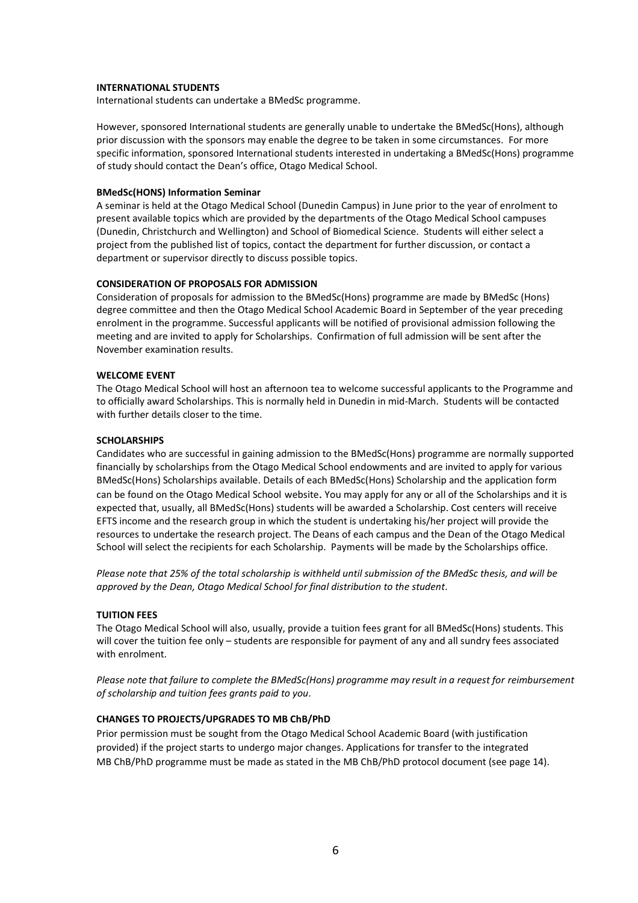**INTERNATIONAL STUDENTS**

International students can undertake a BMedSc programme.

However, sponsored International students are generally unable to undertake the BMedSc(Hons), although prior discussion with the sponsors may enable the degree to be taken in some circumstances. For more specific information, sponsored International students interested in undertaking a BMedSc(Hons) programme of study should contact the Dean's office, Otago Medical School.

**BMedSc(HONS) Information Seminar**

A seminar is held at the Otago Medical School (Dunedin Campus) in June prior to the year of enrolment to present available topics which are provided by the departments of the Otago Medical School campuses (Dunedin, Christchurch and Wellington) and School of Biomedical Science. Students will either select a project from the published list of topics, contact the department for further discussion, or contact a department or supervisor directly to discuss possible topics.

**CONSIDERATION OF PROPOSALS FOR ADMISSION**

Consideration of proposals for admission to the BMedSc(Hons) programme are made by BMedSc (Hons) degree committee and then the Otago Medical School Academic Board in September of the year preceding enrolment in the programme. Successful applicants will be notified of provisional admission following the meeting and are invited to apply for Scholarships. Confirmation of full admission will be sent after the November examination results.

**WELCOME EVENT**

The Otago Medical School will host an afternoon tea to welcome successful applicants to the Programme and to officially award Scholarships. This is normally held in Dunedin in mid-March. Students will be contacted with further details closer to the time.

**SCHOLARSHIPS**

Candidates who are successful in gaining admission to the BMedSc(Hons) programme are normally supported financially by scholarships from the Otago Medical School endowments and are invited to apply for various BMedSc(Hons) Scholarships available. Details of each BMedSc(Hons) Scholarship and the application form can be found on the Otago Medical School website. You may apply for any or all of the Scholarships and it is expected that, usually, all BMedSc(Hons) students will be awarded a Scholarship. Cost centers will receive EFTS income and the research group in which the student is undertaking his/her project will provide the resources to undertake the research project. The Deans of each campus and the Dean of the Otago Medical School will select the recipients for each Scholarship. Payments will be made by the Scholarships office.

*Please note that 25% of the total scholarship is withheld until submission of the BMedSc thesis, and will be approved by the Dean, Otago Medical School for final distribution to the student.*

**TUITION FEES**

The Otago Medical School will also, usually, provide a tuition fees grant for all BMedSc(Hons) students. This will cover the tuition fee only – students are responsible for payment of any and all sundry fees associated with enrolment.

*Please note that failure to complete the BMedSc(Hons) programme may result in a request for reimbursement of scholarship and tuition fees grants paid to you.*

**CHANGES TO PROJECTS/UPGRADES TO MB ChB/PhD**

Prior permission must be sought from the Otago Medical School Academic Board (with justification provided) if the project starts to undergo major changes. Applications for transfer to the integrated MB ChB/PhD programme must be made as stated in the MB ChB/PhD protocol document (see page 14).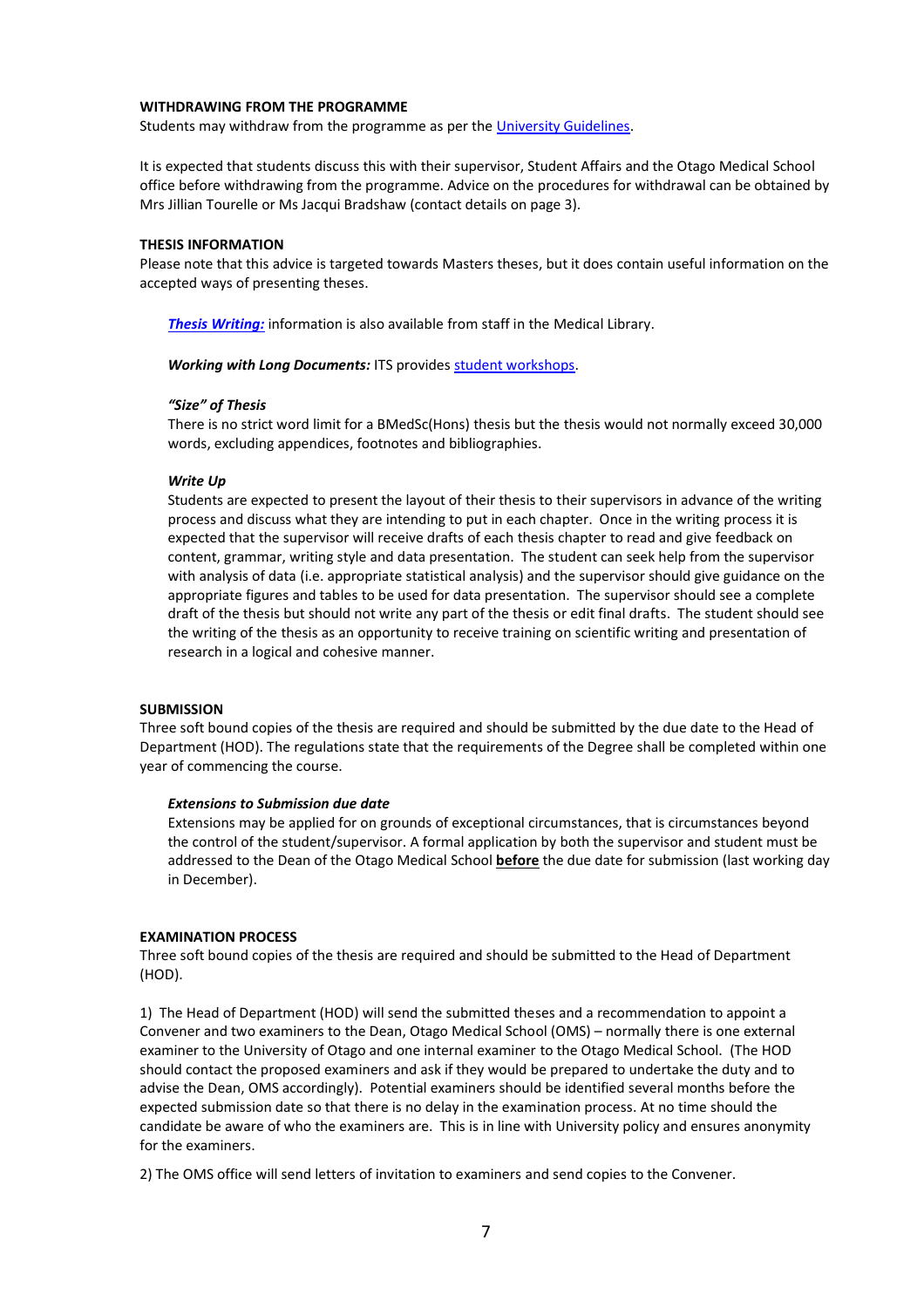#### WITHDRAWING FROM THE PROGRAMME

Students may withdraw from the programme as per the University Guidelines.

It is expected that students discuss this with their supervisor, Student Affairs and the Otago Medical School office before withdrawing from the programme. Advice on the procedures for withdrawal can be obtained by Mrs Jillian Tourelle or Ms Jacqui Bradshaw (contact details on page 3).

#### THESIS INFORMATION

Please note that this advice is targeted towards Masters theses, but it does contain useful information on the accepted ways of presenting theses.

***Thesis Writing:*** information is also available from staff in the Medical Library.

***Working with Long Documents:*** ITS provides student workshops.

***"Size" of Thesis***

There is no strict word limit for a BMedSc(Hons) thesis but the thesis would not normally exceed 30,000 words, excluding appendices, footnotes and bibliographies.

***Write Up***

Students are expected to present the layout of their thesis to their supervisors in advance of the writing process and discuss what they are intending to put in each chapter. Once in the writing process it is expected that the supervisor will receive drafts of each thesis chapter to read and give feedback on content, grammar, writing style and data presentation. The student can seek help from the supervisor with analysis of data (i.e. appropriate statistical analysis) and the supervisor should give guidance on the appropriate figures and tables to be used for data presentation. The supervisor should see a complete draft of the thesis but should not write any part of the thesis or edit final drafts. The student should see the writing of the thesis as an opportunity to receive training on scientific writing and presentation of research in a logical and cohesive manner.

#### SUBMISSION

Three soft bound copies of the thesis are required and should be submitted by the due date to the Head of Department (HOD). The regulations state that the requirements of the Degree shall be completed within one year of commencing the course.

***Extensions to Submission due date***

Extensions may be applied for on grounds of exceptional circumstances, that is circumstances beyond the control of the student/supervisor. A formal application by both the supervisor and student must be addressed to the Dean of the Otago Medical School **before** the due date for submission (last working day in December).

#### EXAMINATION PROCESS

Three soft bound copies of the thesis are required and should be submitted to the Head of Department (HOD).

1) The Head of Department (HOD) will send the submitted theses and a recommendation to appoint a Convener and two examiners to the Dean, Otago Medical School (OMS) – normally there is one external examiner to the University of Otago and one internal examiner to the Otago Medical School. (The HOD should contact the proposed examiners and ask if they would be prepared to undertake the duty and to advise the Dean, OMS accordingly). Potential examiners should be identified several months before the expected submission date so that there is no delay in the examination process. At no time should the candidate be aware of who the examiners are. This is in line with University policy and ensures anonymity for the examiners.

2) The OMS office will send letters of invitation to examiners and send copies to the Convener.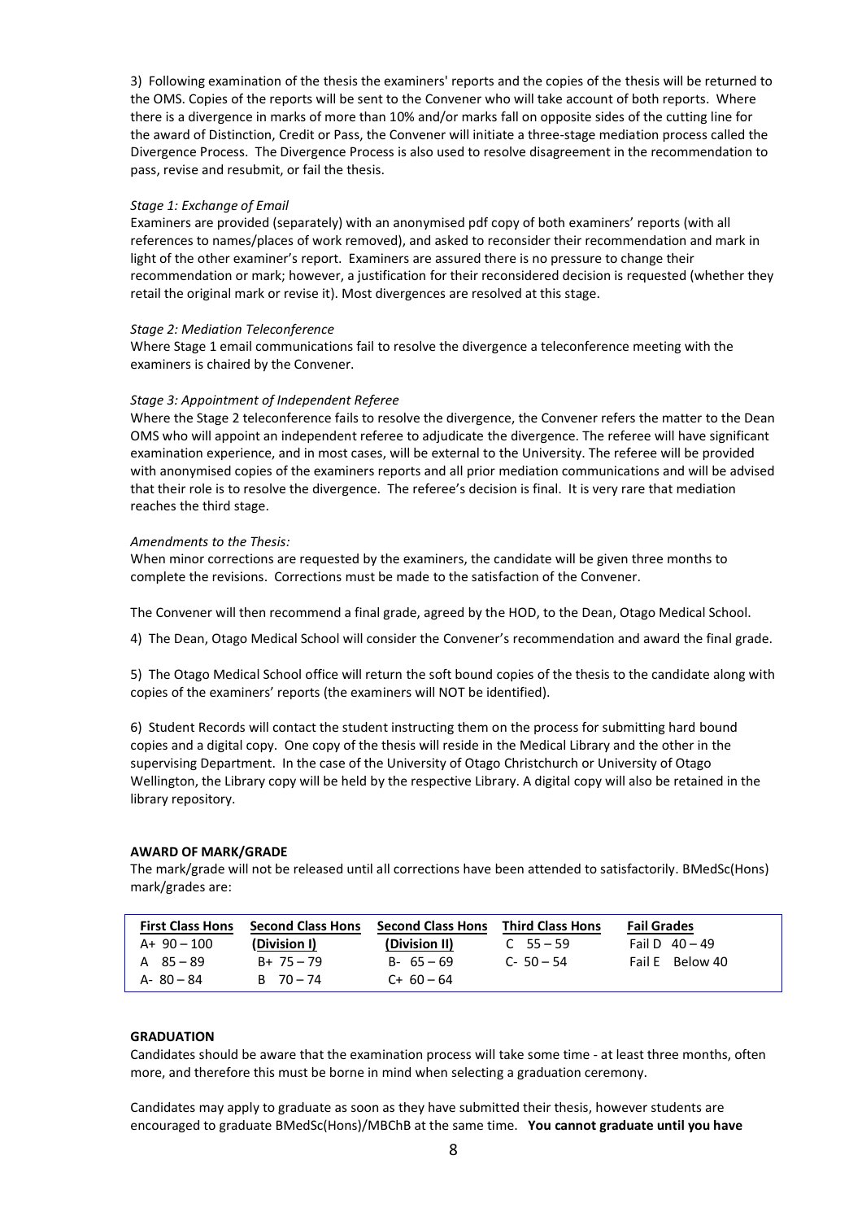3) Following examination of the thesis the examiners' reports and the copies of the thesis will be returned to the OMS. Copies of the reports will be sent to the Convener who will take account of both reports. Where there is a divergence in marks of more than 10% and/or marks fall on opposite sides of the cutting line for the award of Distinction, Credit or Pass, the Convener will initiate a three-stage mediation process called the Divergence Process. The Divergence Process is also used to resolve disagreement in the recommendation to pass, revise and resubmit, or fail the thesis.

*Stage 1: Exchange of Email*

Examiners are provided (separately) with an anonymised pdf copy of both examiners' reports (with all references to names/places of work removed), and asked to reconsider their recommendation and mark in light of the other examiner's report. Examiners are assured there is no pressure to change their recommendation or mark; however, a justification for their reconsidered decision is requested (whether they retail the original mark or revise it). Most divergences are resolved at this stage.

*Stage 2: Mediation Teleconference*

Where Stage 1 email communications fail to resolve the divergence a teleconference meeting with the examiners is chaired by the Convener.

*Stage 3: Appointment of Independent Referee*

Where the Stage 2 teleconference fails to resolve the divergence, the Convener refers the matter to the Dean OMS who will appoint an independent referee to adjudicate the divergence. The referee will have significant examination experience, and in most cases, will be external to the University. The referee will be provided with anonymised copies of the examiners reports and all prior mediation communications and will be advised that their role is to resolve the divergence. The referee's decision is final. It is very rare that mediation reaches the third stage.

*Amendments to the Thesis:*

When minor corrections are requested by the examiners, the candidate will be given three months to complete the revisions. Corrections must be made to the satisfaction of the Convener.

The Convener will then recommend a final grade, agreed by the HOD, to the Dean, Otago Medical School.

4) The Dean, Otago Medical School will consider the Convener's recommendation and award the final grade.

5) The Otago Medical School office will return the soft bound copies of the thesis to the candidate along with copies of the examiners' reports (the examiners will NOT be identified).

6) Student Records will contact the student instructing them on the process for submitting hard bound copies and a digital copy. One copy of the thesis will reside in the Medical Library and the other in the supervising Department. In the case of the University of Otago Christchurch or University of Otago Wellington, the Library copy will be held by the respective Library. A digital copy will also be retained in the library repository.

**AWARD OF MARK/GRADE**

The mark/grade will not be released until all corrections have been attended to satisfactorily. BMedSc(Hons) mark/grades are:

| First Class Hons | Second Class Hons (Division I) | Second Class Hons (Division II) | Third Class Hons | Fail Grades |
|---|---|---|---|---|
| A+ 90 – 100 | B+ 75 – 79 | B- 65 – 69 | C 55 – 59 | Fail D 40 – 49 |
| A 85 – 89 | B 70 – 74 | C+ 60 – 64 | C- 50 – 54 | Fail E Below 40 |
| A- 80 – 84 | | | | |

**GRADUATION**

Candidates should be aware that the examination process will take some time - at least three months, often more, and therefore this must be borne in mind when selecting a graduation ceremony.

Candidates may apply to graduate as soon as they have submitted their thesis, however students are encouraged to graduate BMedSc(Hons)/MBChB at the same time. **You cannot graduate until you have**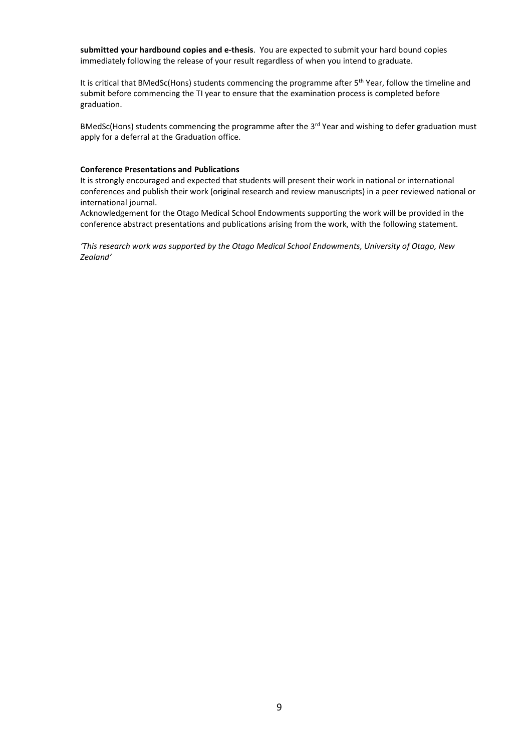**submitted your hardbound copies and e-thesis**. You are expected to submit your hard bound copies immediately following the release of your result regardless of when you intend to graduate.

It is critical that BMedSc(Hons) students commencing the programme after 5th Year, follow the timeline and submit before commencing the TI year to ensure that the examination process is completed before graduation.

BMedSc(Hons) students commencing the programme after the 3rd Year and wishing to defer graduation must apply for a deferral at the Graduation office.

**Conference Presentations and Publications**

It is strongly encouraged and expected that students will present their work in national or international conferences and publish their work (original research and review manuscripts) in a peer reviewed national or international journal.

Acknowledgement for the Otago Medical School Endowments supporting the work will be provided in the conference abstract presentations and publications arising from the work, with the following statement.

*'This research work was supported by the Otago Medical School Endowments, University of Otago, New Zealand'*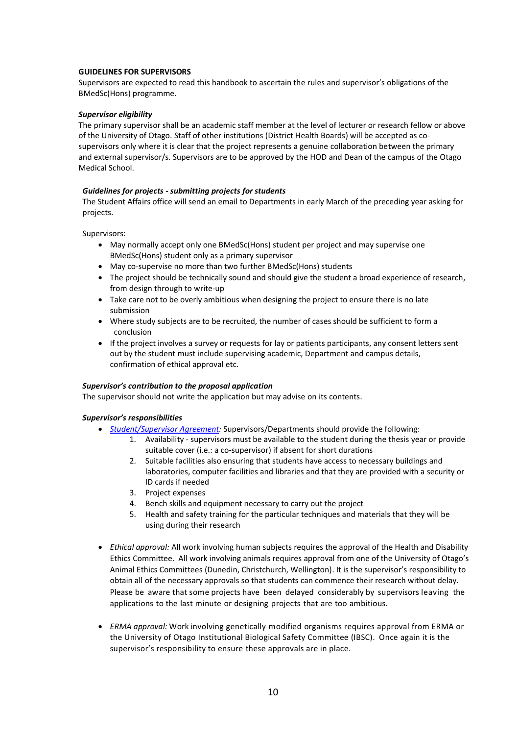**GUIDELINES FOR SUPERVISORS**

Supervisors are expected to read this handbook to ascertain the rules and supervisor's obligations of the BMedSc(Hons) programme.

***Supervisor eligibility***

The primary supervisor shall be an academic staff member at the level of lecturer or research fellow or above of the University of Otago. Staff of other institutions (District Health Boards) will be accepted as co-supervisors only where it is clear that the project represents a genuine collaboration between the primary and external supervisor/s. Supervisors are to be approved by the HOD and Dean of the campus of the Otago Medical School.

***Guidelines for projects - submitting projects for students***

The Student Affairs office will send an email to Departments in early March of the preceding year asking for projects.

Supervisors:

- May normally accept only one BMedSc(Hons) student per project and may supervise one BMedSc(Hons) student only as a primary supervisor
- May co-supervise no more than two further BMedSc(Hons) students
- The project should be technically sound and should give the student a broad experience of research, from design through to write-up
- Take care not to be overly ambitious when designing the project to ensure there is no late submission
- Where study subjects are to be recruited, the number of cases should be sufficient to form a conclusion
- If the project involves a survey or requests for lay or patients participants, any consent letters sent out by the student must include supervising academic, Department and campus details, confirmation of ethical approval etc.

***Supervisor's contribution to the proposal application***

The supervisor should not write the application but may advise on its contents.

***Supervisor's responsibilities***

- *Student/Supervisor Agreement:* Supervisors/Departments should provide the following:
    1. Availability - supervisors must be available to the student during the thesis year or provide suitable cover (i.e.: a co-supervisor) if absent for short durations
    2. Suitable facilities also ensuring that students have access to necessary buildings and laboratories, computer facilities and libraries and that they are provided with a security or ID cards if needed
    3. Project expenses
    4. Bench skills and equipment necessary to carry out the project
    5. Health and safety training for the particular techniques and materials that they will be using during their research

- *Ethical approval:* All work involving human subjects requires the approval of the Health and Disability Ethics Committee. All work involving animals requires approval from one of the University of Otago's Animal Ethics Committees (Dunedin, Christchurch, Wellington). It is the supervisor's responsibility to obtain all of the necessary approvals so that students can commence their research without delay. Please be aware that some projects have been delayed considerably by supervisors leaving the applications to the last minute or designing projects that are too ambitious.

- *ERMA approval:* Work involving genetically-modified organisms requires approval from ERMA or the University of Otago Institutional Biological Safety Committee (IBSC). Once again it is the supervisor's responsibility to ensure these approvals are in place.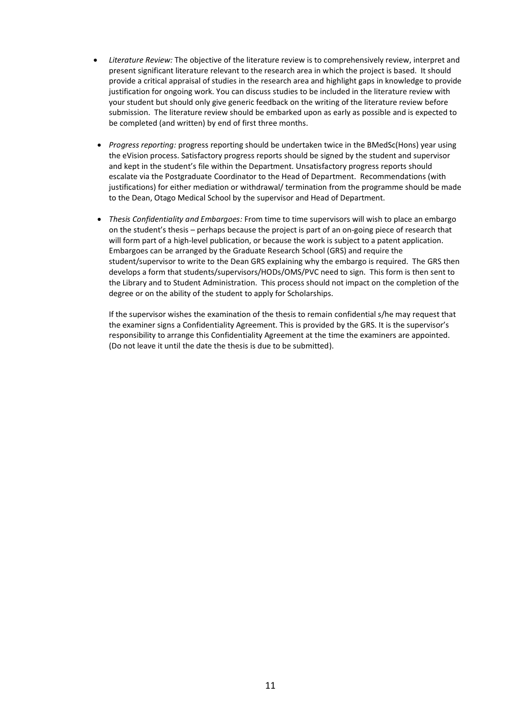- *Literature Review:* The objective of the literature review is to comprehensively review, interpret and present significant literature relevant to the research area in which the project is based. It should provide a critical appraisal of studies in the research area and highlight gaps in knowledge to provide justification for ongoing work. You can discuss studies to be included in the literature review with your student but should only give generic feedback on the writing of the literature review before submission. The literature review should be embarked upon as early as possible and is expected to be completed (and written) by end of first three months.

- *Progress reporting:* progress reporting should be undertaken twice in the BMedSc(Hons) year using the eVision process. Satisfactory progress reports should be signed by the student and supervisor and kept in the student's file within the Department. Unsatisfactory progress reports should escalate via the Postgraduate Coordinator to the Head of Department. Recommendations (with justifications) for either mediation or withdrawal/ termination from the programme should be made to the Dean, Otago Medical School by the supervisor and Head of Department.

- *Thesis Confidentiality and Embargoes:* From time to time supervisors will wish to place an embargo on the student's thesis – perhaps because the project is part of an on-going piece of research that will form part of a high-level publication, or because the work is subject to a patent application. Embargoes can be arranged by the Graduate Research School (GRS) and require the student/supervisor to write to the Dean GRS explaining why the embargo is required. The GRS then develops a form that students/supervisors/HODs/OMS/PVC need to sign. This form is then sent to the Library and to Student Administration. This process should not impact on the completion of the degree or on the ability of the student to apply for Scholarships.

  If the supervisor wishes the examination of the thesis to remain confidential s/he may request that the examiner signs a Confidentiality Agreement. This is provided by the GRS. It is the supervisor's responsibility to arrange this Confidentiality Agreement at the time the examiners are appointed. (Do not leave it until the date the thesis is due to be submitted).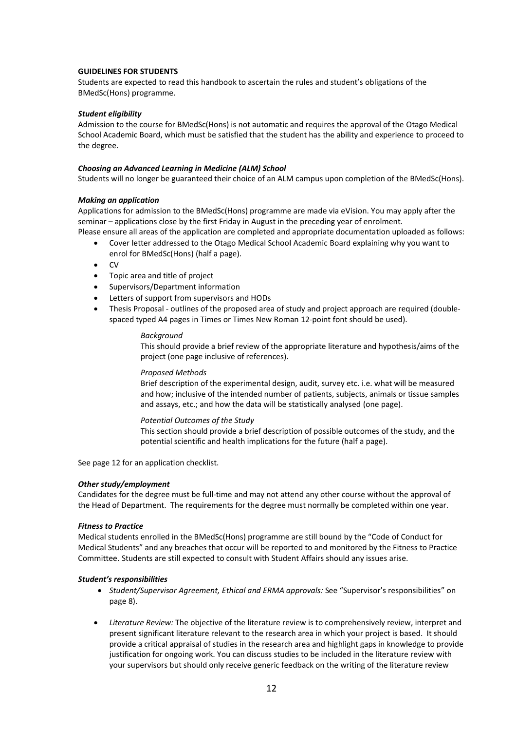**GUIDELINES FOR STUDENTS**

Students are expected to read this handbook to ascertain the rules and student's obligations of the BMedSc(Hons) programme.

***Student eligibility***

Admission to the course for BMedSc(Hons) is not automatic and requires the approval of the Otago Medical School Academic Board, which must be satisfied that the student has the ability and experience to proceed to the degree.

***Choosing an Advanced Learning in Medicine (ALM) School***

Students will no longer be guaranteed their choice of an ALM campus upon completion of the BMedSc(Hons).

***Making an application***

Applications for admission to the BMedSc(Hons) programme are made via eVision. You may apply after the seminar – applications close by the first Friday in August in the preceding year of enrolment.

Please ensure all areas of the application are completed and appropriate documentation uploaded as follows:

- Cover letter addressed to the Otago Medical School Academic Board explaining why you want to enrol for BMedSc(Hons) (half a page).
- CV
- Topic area and title of project
- Supervisors/Department information
- Letters of support from supervisors and HODs
- Thesis Proposal - outlines of the proposed area of study and project approach are required (double-spaced typed A4 pages in Times or Times New Roman 12-point font should be used).

  *Background*

  This should provide a brief review of the appropriate literature and hypothesis/aims of the project (one page inclusive of references).

  *Proposed Methods*

  Brief description of the experimental design, audit, survey etc. i.e. what will be measured and how; inclusive of the intended number of patients, subjects, animals or tissue samples and assays, etc.; and how the data will be statistically analysed (one page).

  *Potential Outcomes of the Study*

  This section should provide a brief description of possible outcomes of the study, and the potential scientific and health implications for the future (half a page).

See page 12 for an application checklist.

***Other study/employment***

Candidates for the degree must be full-time and may not attend any other course without the approval of the Head of Department. The requirements for the degree must normally be completed within one year.

***Fitness to Practice***

Medical students enrolled in the BMedSc(Hons) programme are still bound by the "Code of Conduct for Medical Students" and any breaches that occur will be reported to and monitored by the Fitness to Practice Committee. Students are still expected to consult with Student Affairs should any issues arise.

***Student's responsibilities***

- *Student/Supervisor Agreement, Ethical and ERMA approvals:* See "Supervisor's responsibilities" on page 8).
- *Literature Review:* The objective of the literature review is to comprehensively review, interpret and present significant literature relevant to the research area in which your project is based. It should provide a critical appraisal of studies in the research area and highlight gaps in knowledge to provide justification for ongoing work. You can discuss studies to be included in the literature review with your supervisors but should only receive generic feedback on the writing of the literature review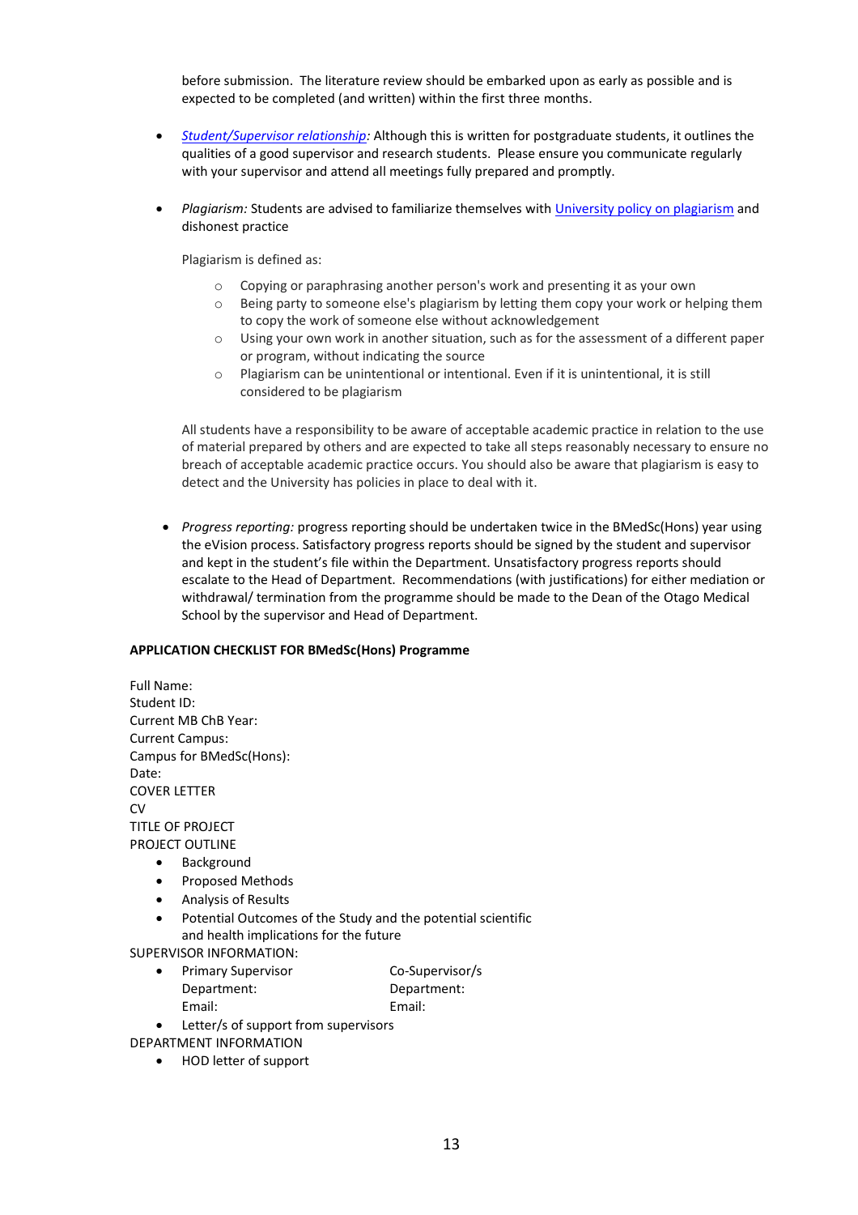before submission. The literature review should be embarked upon as early as possible and is expected to be completed (and written) within the first three months.

- *Student/Supervisor relationship:* Although this is written for postgraduate students, it outlines the qualities of a good supervisor and research students. Please ensure you communicate regularly with your supervisor and attend all meetings fully prepared and promptly.

- *Plagiarism:* Students are advised to familiarize themselves with University policy on plagiarism and dishonest practice

  Plagiarism is defined as:

  - Copying or paraphrasing another person's work and presenting it as your own
  - Being party to someone else's plagiarism by letting them copy your work or helping them to copy the work of someone else without acknowledgement
  - Using your own work in another situation, such as for the assessment of a different paper or program, without indicating the source
  - Plagiarism can be unintentional or intentional. Even if it is unintentional, it is still considered to be plagiarism

  All students have a responsibility to be aware of acceptable academic practice in relation to the use of material prepared by others and are expected to take all steps reasonably necessary to ensure no breach of acceptable academic practice occurs. You should also be aware that plagiarism is easy to detect and the University has policies in place to deal with it.

- *Progress reporting:* progress reporting should be undertaken twice in the BMedSc(Hons) year using the eVision process. Satisfactory progress reports should be signed by the student and supervisor and kept in the student's file within the Department. Unsatisfactory progress reports should escalate to the Head of Department. Recommendations (with justifications) for either mediation or withdrawal/ termination from the programme should be made to the Dean of the Otago Medical School by the supervisor and Head of Department.

**APPLICATION CHECKLIST FOR BMedSc(Hons) Programme**

Full Name:
Student ID:
Current MB ChB Year:
Current Campus:
Campus for BMedSc(Hons):
Date:
COVER LETTER
CV
TITLE OF PROJECT
PROJECT OUTLINE

- Background
- Proposed Methods
- Analysis of Results
- Potential Outcomes of the Study and the potential scientific and health implications for the future

SUPERVISOR INFORMATION:

- Primary Supervisor
  Department:
  Email:

  Co-Supervisor/s
  Department:
  Email:
- Letter/s of support from supervisors

DEPARTMENT INFORMATION

- HOD letter of support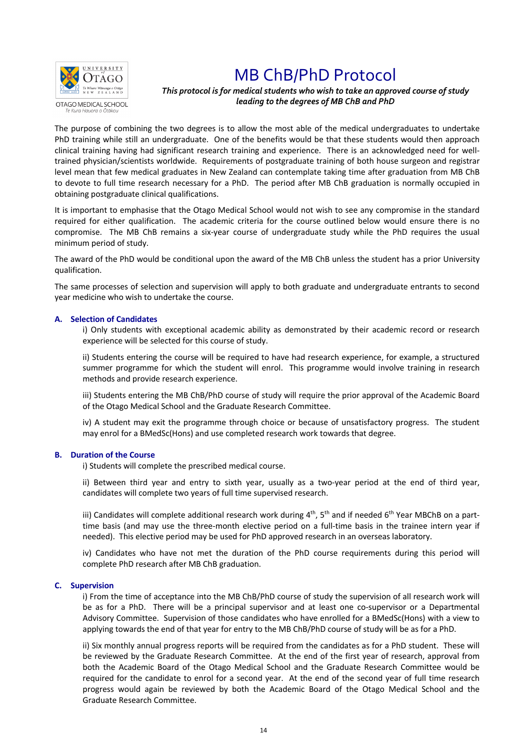OTAGO MEDICAL SCHOOL
*Te Kura Hauora o Ōtākou*

# MB ChB/PhD Protocol

***This protocol is for medical students who wish to take an approved course of study leading to the degrees of MB ChB and PhD***

The purpose of combining the two degrees is to allow the most able of the medical undergraduates to undertake PhD training while still an undergraduate. One of the benefits would be that these students would then approach clinical training having had significant research training and experience. There is an acknowledged need for well-trained physician/scientists worldwide. Requirements of postgraduate training of both house surgeon and registrar level mean that few medical graduates in New Zealand can contemplate taking time after graduation from MB ChB to devote to full time research necessary for a PhD. The period after MB ChB graduation is normally occupied in obtaining postgraduate clinical qualifications.

It is important to emphasise that the Otago Medical School would not wish to see any compromise in the standard required for either qualification. The academic criteria for the course outlined below would ensure there is no compromise. The MB ChB remains a six-year course of undergraduate study while the PhD requires the usual minimum period of study.

The award of the PhD would be conditional upon the award of the MB ChB unless the student has a prior University qualification.

The same processes of selection and supervision will apply to both graduate and undergraduate entrants to second year medicine who wish to undertake the course.

## A. Selection of Candidates

i) Only students with exceptional academic ability as demonstrated by their academic record or research experience will be selected for this course of study.

ii) Students entering the course will be required to have had research experience, for example, a structured summer programme for which the student will enrol. This programme would involve training in research methods and provide research experience.

iii) Students entering the MB ChB/PhD course of study will require the prior approval of the Academic Board of the Otago Medical School and the Graduate Research Committee.

iv) A student may exit the programme through choice or because of unsatisfactory progress. The student may enrol for a BMedSc(Hons) and use completed research work towards that degree.

## B. Duration of the Course

i) Students will complete the prescribed medical course.

ii) Between third year and entry to sixth year, usually as a two-year period at the end of third year, candidates will complete two years of full time supervised research.

iii) Candidates will complete additional research work during 4th, 5th and if needed 6th Year MBChB on a part-time basis (and may use the three-month elective period on a full-time basis in the trainee intern year if needed). This elective period may be used for PhD approved research in an overseas laboratory.

iv) Candidates who have not met the duration of the PhD course requirements during this period will complete PhD research after MB ChB graduation.

## C. Supervision

i) From the time of acceptance into the MB ChB/PhD course of study the supervision of all research work will be as for a PhD. There will be a principal supervisor and at least one co-supervisor or a Departmental Advisory Committee. Supervision of those candidates who have enrolled for a BMedSc(Hons) with a view to applying towards the end of that year for entry to the MB ChB/PhD course of study will be as for a PhD.

ii) Six monthly annual progress reports will be required from the candidates as for a PhD student. These will be reviewed by the Graduate Research Committee. At the end of the first year of research, approval from both the Academic Board of the Otago Medical School and the Graduate Research Committee would be required for the candidate to enrol for a second year. At the end of the second year of full time research progress would again be reviewed by both the Academic Board of the Otago Medical School and the Graduate Research Committee.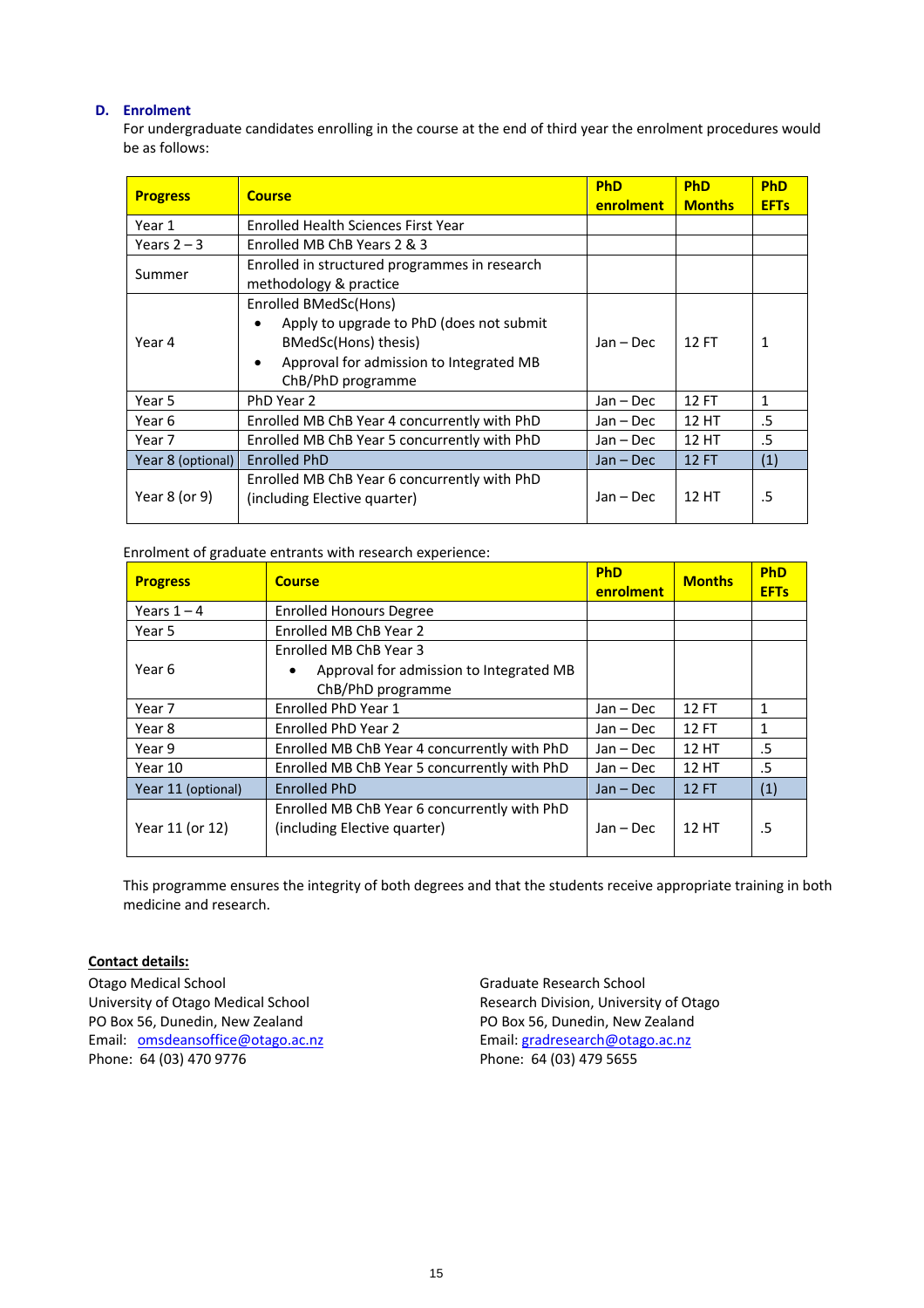### D. Enrolment

For undergraduate candidates enrolling in the course at the end of third year the enrolment procedures would be as follows:

| Progress | Course | PhD enrolment | PhD Months | PhD EFTs |
|---|---|---|---|---|
| Year 1 | Enrolled Health Sciences First Year | | | |
| Years 2 – 3 | Enrolled MB ChB Years 2 & 3 | | | |
| Summer | Enrolled in structured programmes in research methodology & practice | | | |
| Year 4 | Enrolled BMedSc(Hons)<br>• Apply to upgrade to PhD (does not submit BMedSc(Hons) thesis)<br>• Approval for admission to Integrated MB ChB/PhD programme | Jan – Dec | 12 FT | 1 |
| Year 5 | PhD Year 2 | Jan – Dec | 12 FT | 1 |
| Year 6 | Enrolled MB ChB Year 4 concurrently with PhD | Jan – Dec | 12 HT | .5 |
| Year 7 | Enrolled MB ChB Year 5 concurrently with PhD | Jan – Dec | 12 HT | .5 |
| Year 8 (optional) | Enrolled PhD | Jan – Dec | 12 FT | (1) |
| Year 8 (or 9) | Enrolled MB ChB Year 6 concurrently with PhD (including Elective quarter) | Jan – Dec | 12 HT | .5 |

Enrolment of graduate entrants with research experience:

| Progress | Course | PhD enrolment | Months | PhD EFTs |
|---|---|---|---|---|
| Years 1 – 4 | Enrolled Honours Degree | | | |
| Year 5 | Enrolled MB ChB Year 2 | | | |
| Year 6 | Enrolled MB ChB Year 3<br>• Approval for admission to Integrated MB ChB/PhD programme | | | |
| Year 7 | Enrolled PhD Year 1 | Jan – Dec | 12 FT | 1 |
| Year 8 | Enrolled PhD Year 2 | Jan – Dec | 12 FT | 1 |
| Year 9 | Enrolled MB ChB Year 4 concurrently with PhD | Jan – Dec | 12 HT | .5 |
| Year 10 | Enrolled MB ChB Year 5 concurrently with PhD | Jan – Dec | 12 HT | .5 |
| Year 11 (optional) | Enrolled PhD | Jan – Dec | 12 FT | (1) |
| Year 11 (or 12) | Enrolled MB ChB Year 6 concurrently with PhD (including Elective quarter) | Jan – Dec | 12 HT | .5 |

This programme ensures the integrity of both degrees and that the students receive appropriate training in both medicine and research.

**Contact details:**

Otago Medical School
University of Otago Medical School
PO Box 56, Dunedin, New Zealand
Email: omsdeansoffice@otago.ac.nz
Phone: 64 (03) 470 9776

Graduate Research School
Research Division, University of Otago
PO Box 56, Dunedin, New Zealand
Email: gradresearch@otago.ac.nz
Phone: 64 (03) 479 5655